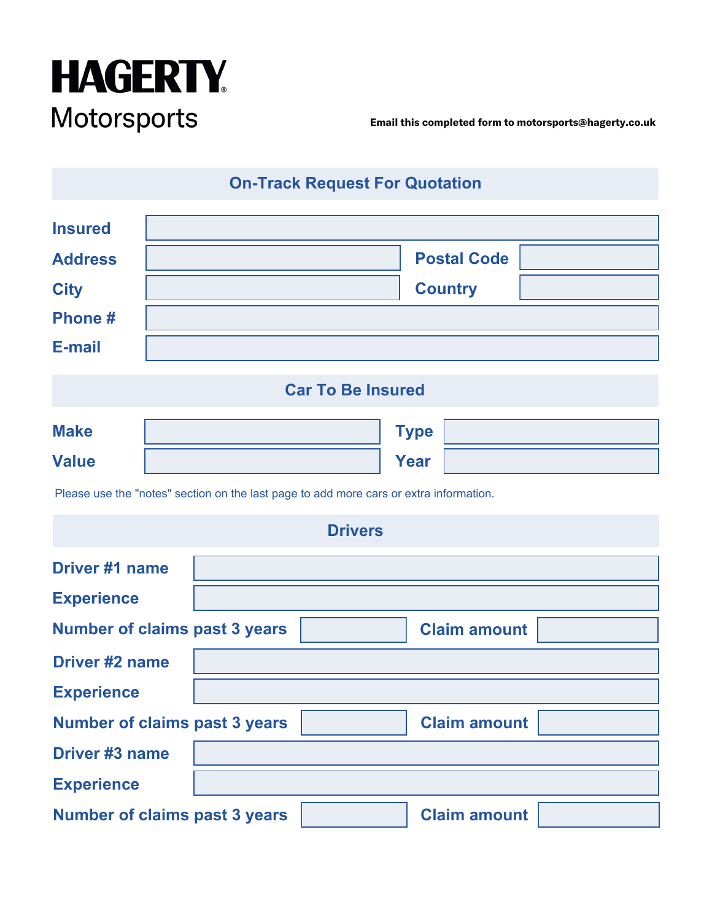# HAGERTY®
## Motorsports

**Email this completed form to motorsports@hagerty.co.uk**

## On-Track Request For Quotation

| | | | |
|---|---|---|---|
| **Insured** | | | |
| **Address** | | **Postal Code** | |
| **City** | | **Country** | |
| **Phone #** | | | |
| **E-mail** | | | |

## Car To Be Insured

| | | | |
|---|---|---|---|
| **Make** | | **Type** | |
| **Value** | | **Year** | |

Please use the "notes" section on the last page to add more cars or extra information.

## Drivers

| | | | |
|---|---|---|---|
| **Driver #1 name** | | | |
| **Experience** | | | |
| **Number of claims past 3 years** | | **Claim amount** | |
| **Driver #2 name** | | | |
| **Experience** | | | |
| **Number of claims past 3 years** | | **Claim amount** | |
| **Driver #3 name** | | | |
| **Experience** | | | |
| **Number of claims past 3 years** | | **Claim amount** | |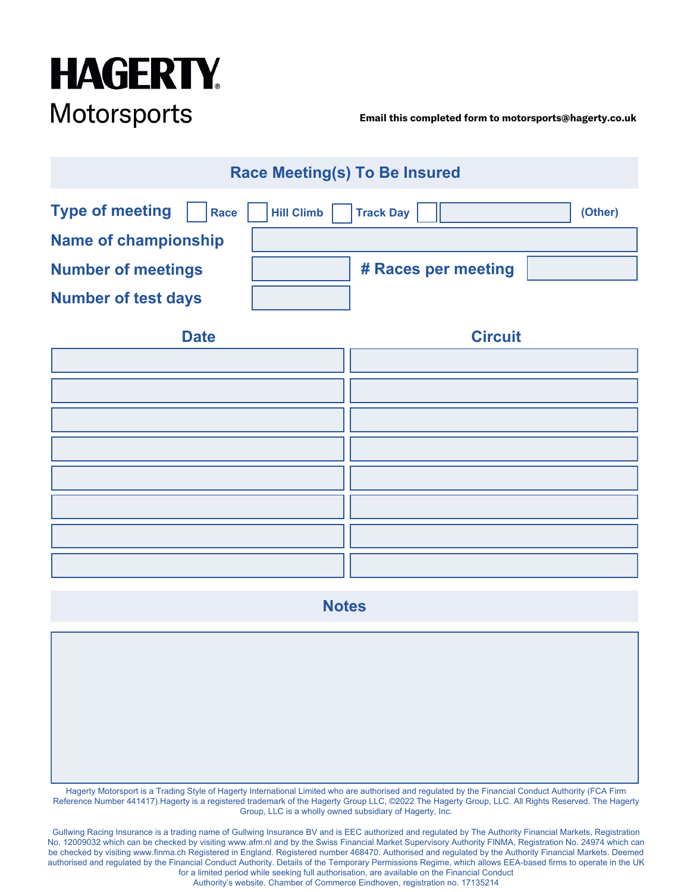# HAGERTY®

Motorsports

**Email this completed form to motorsports@hagerty.co.uk**

## Race Meeting(s) To Be Insured

**Type of meeting** ☐ Race ☐ Hill Climb ☐ Track Day ☐ ____________ (Other)

**Name of championship** ____________

**Number of meetings** ____________ **# Races per meeting** ____________

**Number of test days** ____________

| Date | Circuit |
|---|---|
| | |
| | |
| | |
| | |
| | |
| | |
| | |
| | |

## Notes

Hagerty Motorsport is a Trading Style of Hagerty International Limited who are authorised and regulated by the Financial Conduct Authority (FCA Firm Reference Number 441417).Hagerty is a registered trademark of the Hagerty Group LLC, ©2022 The Hagerty Group, LLC. All Rights Reserved. The Hagerty Group, LLC is a wholly owned subsidiary of Hagerty, Inc.

Gullwing Racing Insurance is a trading name of Gullwing Insurance BV and is EEC authorized and regulated by The Authority Financial Markets, Registration No. 12009032 which can be checked by visiting www.afm.nl and by the Swiss Financial Market Supervisory Authority FINMA, Registration No. 24974 which can be checked by visiting www.finma.ch Registered in England. Registered number 468470. Authorised and regulated by the Authority Financial Markets. Deemed authorised and regulated by the Financial Conduct Authority. Details of the Temporary Permissions Regime, which allows EEA-based firms to operate in the UK for a limited period while seeking full authorisation, are available on the Financial Conduct Authority's website. Chamber of Commerce Eindhoven, registration no. 17135214